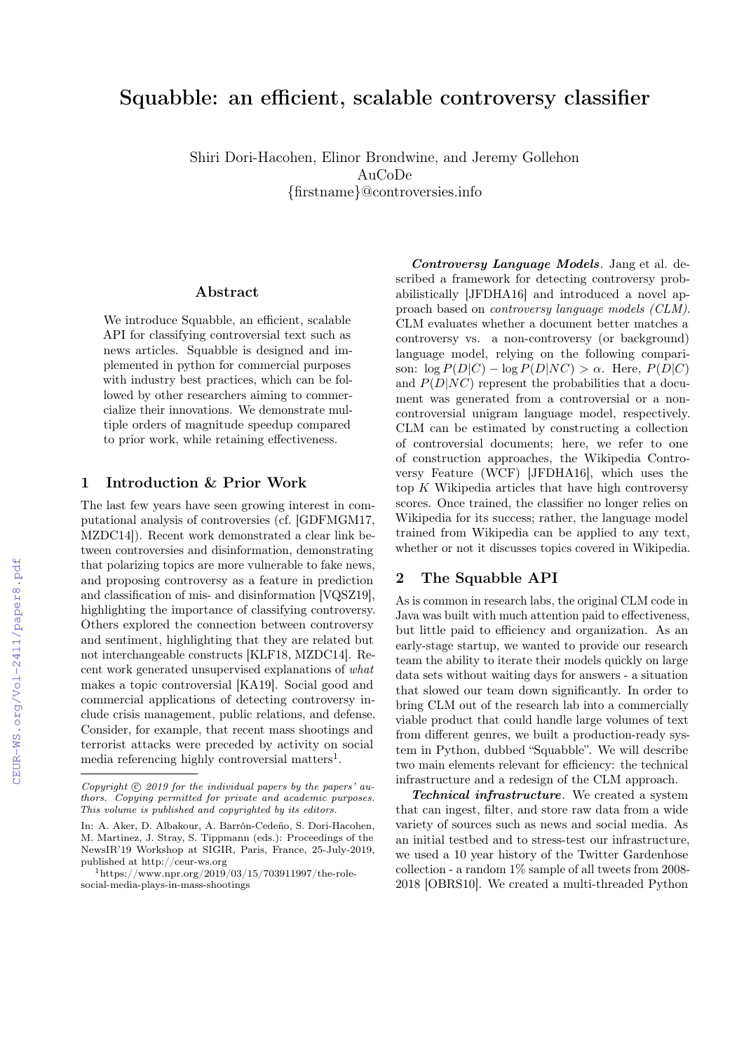# Squabble: an efficient, scalable controversy classifier

Shiri Dori-Hacohen, Elinor Brondwine, and Jeremy Gollehon
AuCoDe
{firstname}@controversies.info

## Abstract

We introduce Squabble, an efficient, scalable API for classifying controversial text such as news articles. Squabble is designed and implemented in python for commercial purposes with industry best practices, which can be followed by other researchers aiming to commercialize their innovations. We demonstrate multiple orders of magnitude speedup compared to prior work, while retaining effectiveness.

## 1 Introduction & Prior Work

The last few years have seen growing interest in computational analysis of controversies (cf. [GDFMGM17, MZDC14]). Recent work demonstrated a clear link between controversies and disinformation, demonstrating that polarizing topics are more vulnerable to fake news, and proposing controversy as a feature in prediction and classification of mis- and disinformation [VQSZ19], highlighting the importance of classifying controversy. Others explored the connection between controversy and sentiment, highlighting that they are related but not interchangeable constructs [KLF18, MZDC14]. Recent work generated unsupervised explanations of *what* makes a topic controversial [KA19]. Social good and commercial applications of detecting controversy include crisis management, public relations, and defense. Consider, for example, that recent mass shootings and terrorist attacks were preceded by activity on social media referencing highly controversial matters[1].

*Copyright © 2019 for the individual papers by the papers' authors. Copying permitted for private and academic purposes. This volume is published and copyrighted by its editors.*

In: A. Aker, D. Albakour, A. Barrón-Cedeño, S. Dori-Hacohen, M. Martinez, J. Stray, S. Tippmann (eds.): Proceedings of the NewsIR'19 Workshop at SIGIR, Paris, France, 25-July-2019, published at http://ceur-ws.org

[1] https://www.npr.org/2019/03/15/703911997/the-role-social-media-plays-in-mass-shootings

***Controversy Language Models***. Jang et al. described a framework for detecting controversy probabilistically [JFDHA16] and introduced a novel approach based on *controversy language models (CLM)*. CLM evaluates whether a document better matches a controversy vs. a non-controversy (or background) language model, relying on the following comparison: $\log P(D|C) - \log P(D|NC) > \alpha$. Here, $P(D|C)$ and $P(D|NC)$ represent the probabilities that a document was generated from a controversial or a non-controversial unigram language model, respectively. CLM can be estimated by constructing a collection of controversial documents; here, we refer to one of construction approaches, the Wikipedia Controversy Feature (WCF) [JFDHA16], which uses the top $K$ Wikipedia articles that have high controversy scores. Once trained, the classifier no longer relies on Wikipedia for its success; rather, the language model trained from Wikipedia can be applied to any text, whether or not it discusses topics covered in Wikipedia.

## 2 The Squabble API

As is common in research labs, the original CLM code in Java was built with much attention paid to effectiveness, but little paid to efficiency and organization. As an early-stage startup, we wanted to provide our research team the ability to iterate their models quickly on large data sets without waiting days for answers - a situation that slowed our team down significantly. In order to bring CLM out of the research lab into a commercially viable product that could handle large volumes of text from different genres, we built a production-ready system in Python, dubbed "Squabble". We will describe two main elements relevant for efficiency: the technical infrastructure and a redesign of the CLM approach.

***Technical infrastructure***. We created a system that can ingest, filter, and store raw data from a wide variety of sources such as news and social media. As an initial testbed and to stress-test our infrastructure, we used a 10 year history of the Twitter Gardenhose collection - a random 1% sample of all tweets from 2008-2018 [OBRS10]. We created a multi-threaded Python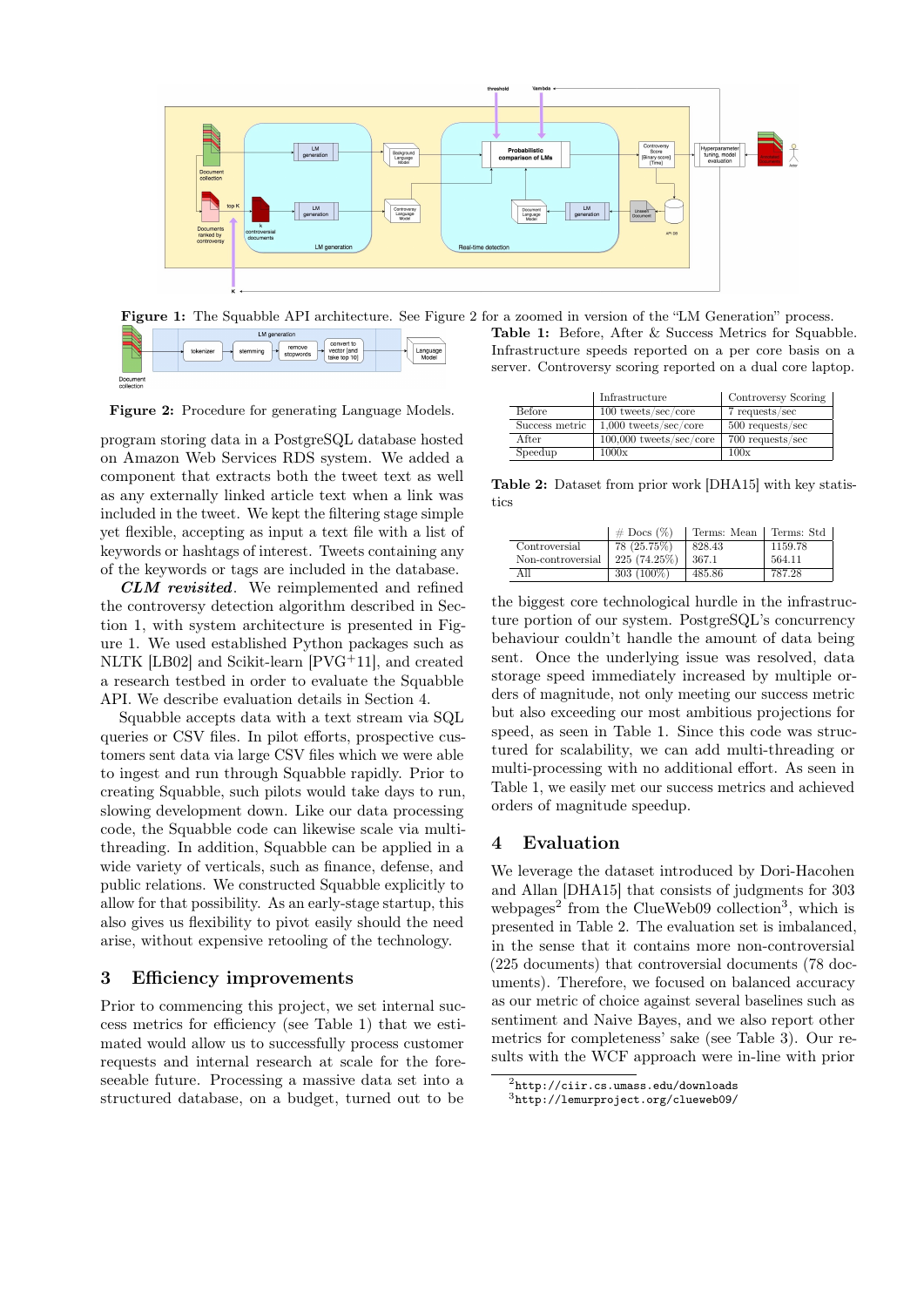Figure 1: The Squabble API architecture. See Figure 2 for a zoomed in version of the "LM Generation" process.

Figure 2: Procedure for generating Language Models.

program storing data in a PostgreSQL database hosted on Amazon Web Services RDS system. We added a component that extracts both the tweet text as well as any externally linked article text when a link was included in the tweet. We kept the filtering stage simple yet flexible, accepting as input a text file with a list of keywords or hashtags of interest. Tweets containing any of the keywords or tags are included in the database.

***CLM revisited***. We reimplemented and refined the controversy detection algorithm described in Section 1, with system architecture is presented in Figure 1. We used established Python packages such as NLTK [LB02] and Scikit-learn [PVG+11], and created a research testbed in order to evaluate the Squabble API. We describe evaluation details in Section 4.

Squabble accepts data with a text stream via SQL queries or CSV files. In pilot efforts, prospective customers sent data via large CSV files which we were able to ingest and run through Squabble rapidly. Prior to creating Squabble, such pilots would take days to run, slowing development down. Like our data processing code, the Squabble code can likewise scale via multi-threading. In addition, Squabble can be applied in a wide variety of verticals, such as finance, defense, and public relations. We constructed Squabble explicitly to allow for that possibility. As an early-stage startup, this also gives us flexibility to pivot easily should the need arise, without expensive retooling of the technology.

## 3 Efficiency improvements

Prior to commencing this project, we set internal success metrics for efficiency (see Table 1) that we estimated would allow us to successfully process customer requests and internal research at scale for the foreseeable future. Processing a massive data set into a structured database, on a budget, turned out to be the biggest core technological hurdle in the infrastructure portion of our system. PostgreSQL's concurrency behaviour couldn't handle the amount of data being sent. Once the underlying issue was resolved, data storage speed immediately increased by multiple orders of magnitude, not only meeting our success metric but also exceeding our most ambitious projections for speed, as seen in Table 1. Since this code was structured for scalability, we can add multi-threading or multi-processing with no additional effort. As seen in Table 1, we easily met our success metrics and achieved orders of magnitude speedup.

Table 1: Before, After & Success Metrics for Squabble. Infrastructure speeds reported on a per core basis on a server. Controversy scoring reported on a dual core laptop.

| | Infrastructure | Controversy Scoring |
|---|---|---|
| Before | 100 tweets/sec/core | 7 requests/sec |
| Success metric | 1,000 tweets/sec/core | 500 requests/sec |
| After | 100,000 tweets/sec/core | 700 requests/sec |
| Speedup | 1000x | 100x |

Table 2: Dataset from prior work [DHA15] with key statistics

| | # Docs (%) | Terms: Mean | Terms: Std |
|---|---|---|---|
| Controversial | 78 (25.75%) | 828.43 | 1159.78 |
| Non-controversial | 225 (74.25%) | 367.1 | 564.11 |
| All | 303 (100%) | 485.86 | 787.28 |

## 4 Evaluation

We leverage the dataset introduced by Dori-Hacohen and Allan [DHA15] that consists of judgments for 303 webpages[2] from the ClueWeb09 collection[3], which is presented in Table 2. The evaluation set is imbalanced, in the sense that it contains more non-controversial (225 documents) that controversial documents (78 documents). Therefore, we focused on balanced accuracy as our metric of choice against several baselines such as sentiment and Naive Bayes, and we also report other metrics for completeness' sake (see Table 3). Our results with the WCF approach were in-line with prior

[2] http://ciir.cs.umass.edu/downloads

[3] http://lemurproject.org/clueweb09/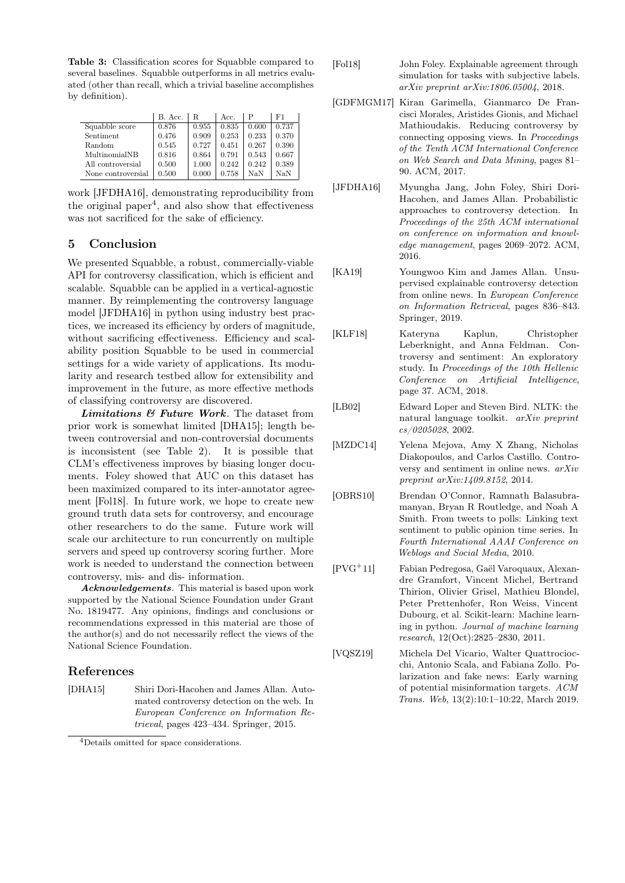**Table 3:** Classification scores for Squabble compared to several baselines. Squabble outperforms in all metrics evaluated (other than recall, which a trivial baseline accomplishes by definition).

| | B. Acc. | R | Acc. | P | F1 |
|---|---|---|---|---|---|
| Squabble score | 0.876 | 0.955 | 0.835 | 0.600 | 0.737 |
| Sentiment | 0.476 | 0.909 | 0.253 | 0.233 | 0.370 |
| Random | 0.545 | 0.727 | 0.451 | 0.267 | 0.390 |
| MultinomialNB | 0.816 | 0.864 | 0.791 | 0.543 | 0.667 |
| All controversial | 0.500 | 1.000 | 0.242 | 0.242 | 0.389 |
| None controversial | 0.500 | 0.000 | 0.758 | NaN | NaN |

work [JFDHA16], demonstrating reproducibility from the original paper[4], and also show that effectiveness was not sacrificed for the sake of efficiency.

## 5 Conclusion

We presented Squabble, a robust, commercially-viable API for controversy classification, which is efficient and scalable. Squabble can be applied in a vertical-agnostic manner. By reimplementing the controversy language model [JFDHA16] in python using industry best practices, we increased its efficiency by orders of magnitude, without sacrificing effectiveness. Efficiency and scalability position Squabble to be used in commercial settings for a wide variety of applications. Its modularity and research testbed allow for extensibility and improvement in the future, as more effective methods of classifying controversy are discovered.

***Limitations & Future Work*.** The dataset from prior work is somewhat limited [DHA15]; length between controversial and non-controversial documents is inconsistent (see Table 2). It is possible that CLM's effectiveness improves by biasing longer documents. Foley showed that AUC on this dataset has been maximized compared to its inter-annotator agreement [Fol18]. In future work, we hope to create new ground truth data sets for controversy, and encourage other researchers to do the same. Future work will scale our architecture to run concurrently on multiple servers and speed up controversy scoring further. More work is needed to understand the connection between controversy, mis- and dis- information.

***Acknowledgements*.** This material is based upon work supported by the National Science Foundation under Grant No. 1819477. Any opinions, findings and conclusions or recommendations expressed in this material are those of the author(s) and do not necessarily reflect the views of the National Science Foundation.

## References

[DHA15] Shiri Dori-Hacohen and James Allan. Automated controversy detection on the web. In *European Conference on Information Retrieval*, pages 423–434. Springer, 2015.

[Fol18] John Foley. Explainable agreement through simulation for tasks with subjective labels. *arXiv preprint arXiv:1806.05004*, 2018.

[GDFMGM17] Kiran Garimella, Gianmarco De Francisci Morales, Aristides Gionis, and Michael Mathioudakis. Reducing controversy by connecting opposing views. In *Proceedings of the Tenth ACM International Conference on Web Search and Data Mining*, pages 81–90. ACM, 2017.

[JFDHA16] Myungha Jang, John Foley, Shiri Dori-Hacohen, and James Allan. Probabilistic approaches to controversy detection. In *Proceedings of the 25th ACM international on conference on information and knowledge management*, pages 2069–2072. ACM, 2016.

[KA19] Youngwoo Kim and James Allan. Unsupervised explainable controversy detection from online news. In *European Conference on Information Retrieval*, pages 836–843. Springer, 2019.

[KLF18] Kateryna Kaplun, Christopher Leberknight, and Anna Feldman. Controversy and sentiment: An exploratory study. In *Proceedings of the 10th Hellenic Conference on Artificial Intelligence*, page 37. ACM, 2018.

[LB02] Edward Loper and Steven Bird. NLTK: the natural language toolkit. *arXiv preprint cs/0205028*, 2002.

[MZDC14] Yelena Mejova, Amy X Zhang, Nicholas Diakopoulos, and Carlos Castillo. Controversy and sentiment in online news. *arXiv preprint arXiv:1409.8152*, 2014.

[OBRS10] Brendan O'Connor, Ramnath Balasubramanyan, Bryan R Routledge, and Noah A Smith. From tweets to polls: Linking text sentiment to public opinion time series. In *Fourth International AAAI Conference on Weblogs and Social Media*, 2010.

[PVG+11] Fabian Pedregosa, Gaël Varoquaux, Alexandre Gramfort, Vincent Michel, Bertrand Thirion, Olivier Grisel, Mathieu Blondel, Peter Prettenhofer, Ron Weiss, Vincent Dubourg, et al. Scikit-learn: Machine learning in python. *Journal of machine learning research*, 12(Oct):2825–2830, 2011.

[VQSZ19] Michela Del Vicario, Walter Quattrociocchi, Antonio Scala, and Fabiana Zollo. Polarization and fake news: Early warning of potential misinformation targets. *ACM Trans. Web*, 13(2):10:1–10:22, March 2019.

[4] Details omitted for space considerations.